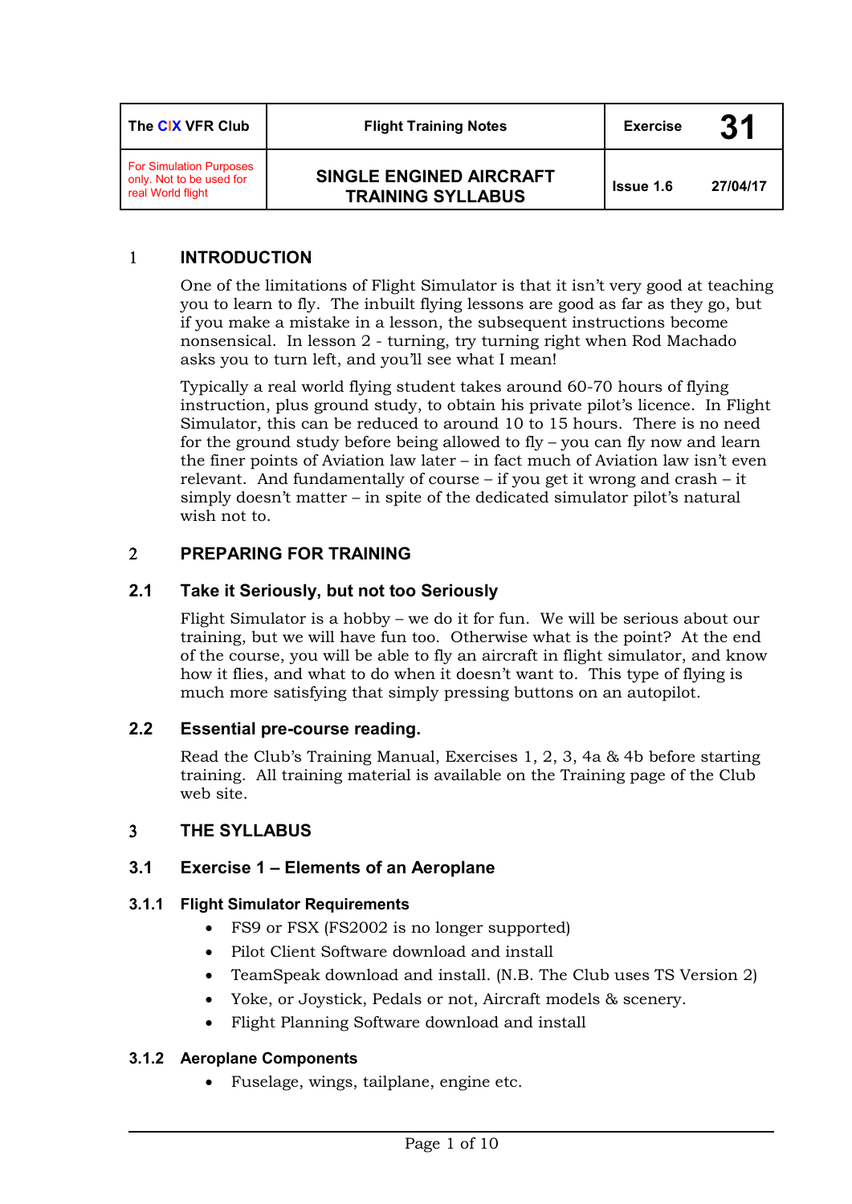| The CIX VFR Club | Flight Training Notes | Exercise | 31 |
|---|---|---|---|
| For Simulation Purposes only. Not to be used for real World flight | SINGLE ENGINED AIRCRAFT TRAINING SYLLABUS | Issue 1.6 | 27/04/17 |

# 1 INTRODUCTION

One of the limitations of Flight Simulator is that it isn't very good at teaching you to learn to fly. The inbuilt flying lessons are good as far as they go, but if you make a mistake in a lesson, the subsequent instructions become nonsensical. In lesson 2 - turning, try turning right when Rod Machado asks you to turn left, and you'll see what I mean!

Typically a real world flying student takes around 60-70 hours of flying instruction, plus ground study, to obtain his private pilot's licence. In Flight Simulator, this can be reduced to around 10 to 15 hours. There is no need for the ground study before being allowed to fly – you can fly now and learn the finer points of Aviation law later – in fact much of Aviation law isn't even relevant. And fundamentally of course – if you get it wrong and crash – it simply doesn't matter – in spite of the dedicated simulator pilot's natural wish not to.

# 2 PREPARING FOR TRAINING

## 2.1 Take it Seriously, but not too Seriously

Flight Simulator is a hobby – we do it for fun. We will be serious about our training, but we will have fun too. Otherwise what is the point? At the end of the course, you will be able to fly an aircraft in flight simulator, and know how it flies, and what to do when it doesn't want to. This type of flying is much more satisfying that simply pressing buttons on an autopilot.

## 2.2 Essential pre-course reading.

Read the Club's Training Manual, Exercises 1, 2, 3, 4a & 4b before starting training. All training material is available on the Training page of the Club web site.

# 3 THE SYLLABUS

## 3.1 Exercise 1 – Elements of an Aeroplane

### 3.1.1 Flight Simulator Requirements

- FS9 or FSX (FS2002 is no longer supported)
- Pilot Client Software download and install
- TeamSpeak download and install. (N.B. The Club uses TS Version 2)
- Yoke, or Joystick, Pedals or not, Aircraft models & scenery.
- Flight Planning Software download and install

### 3.1.2 Aeroplane Components

- Fuselage, wings, tailplane, engine etc.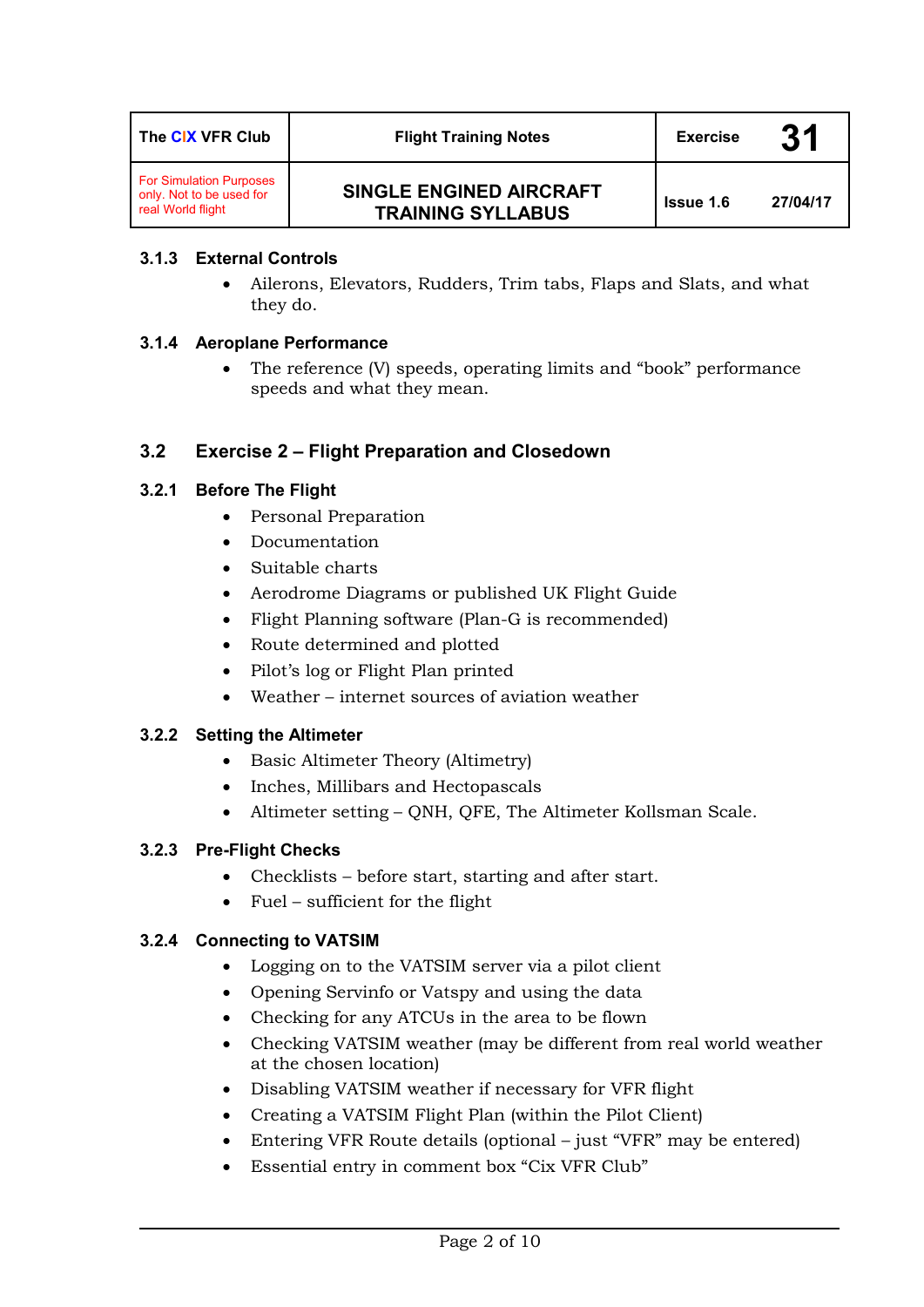### 3.1.3 External Controls

- Ailerons, Elevators, Rudders, Trim tabs, Flaps and Slats, and what they do.

### 3.1.4 Aeroplane Performance

- The reference (V) speeds, operating limits and "book" performance speeds and what they mean.

## 3.2 Exercise 2 – Flight Preparation and Closedown

### 3.2.1 Before The Flight

- Personal Preparation
- Documentation
- Suitable charts
- Aerodrome Diagrams or published UK Flight Guide
- Flight Planning software (Plan-G is recommended)
- Route determined and plotted
- Pilot's log or Flight Plan printed
- Weather – internet sources of aviation weather

### 3.2.2 Setting the Altimeter

- Basic Altimeter Theory (Altimetry)
- Inches, Millibars and Hectopascals
- Altimeter setting – QNH, QFE, The Altimeter Kollsman Scale.

### 3.2.3 Pre-Flight Checks

- Checklists – before start, starting and after start.
- Fuel – sufficient for the flight

### 3.2.4 Connecting to VATSIM

- Logging on to the VATSIM server via a pilot client
- Opening Servinfo or Vatspy and using the data
- Checking for any ATCUs in the area to be flown
- Checking VATSIM weather (may be different from real world weather at the chosen location)
- Disabling VATSIM weather if necessary for VFR flight
- Creating a VATSIM Flight Plan (within the Pilot Client)
- Entering VFR Route details (optional – just "VFR" may be entered)
- Essential entry in comment box "Cix VFR Club"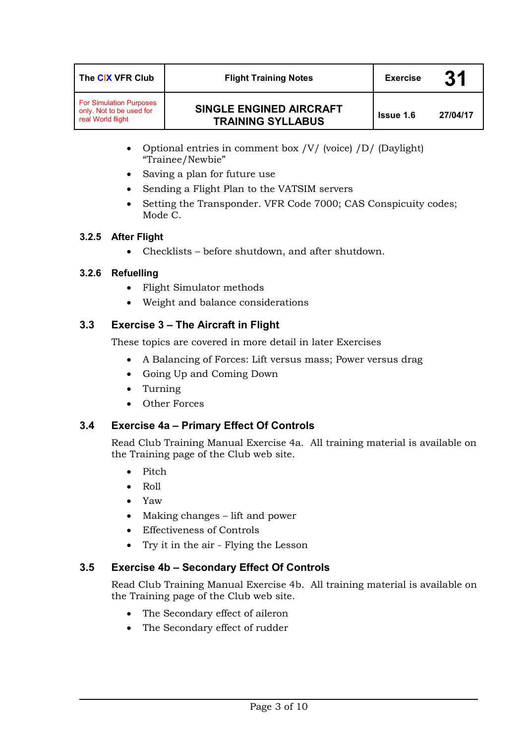- Optional entries in comment box /V/ (voice) /D/ (Daylight) "Trainee/Newbie"
- Saving a plan for future use
- Sending a Flight Plan to the VATSIM servers
- Setting the Transponder. VFR Code 7000; CAS Conspicuity codes; Mode C.

### 3.2.5 After Flight

- Checklists – before shutdown, and after shutdown.

### 3.2.6 Refuelling

- Flight Simulator methods
- Weight and balance considerations

## 3.3 Exercise 3 – The Aircraft in Flight

These topics are covered in more detail in later Exercises

- A Balancing of Forces: Lift versus mass; Power versus drag
- Going Up and Coming Down
- Turning
- Other Forces

## 3.4 Exercise 4a – Primary Effect Of Controls

Read Club Training Manual Exercise 4a. All training material is available on the Training page of the Club web site.

- Pitch
- Roll
- Yaw
- Making changes – lift and power
- Effectiveness of Controls
- Try it in the air - Flying the Lesson

## 3.5 Exercise 4b – Secondary Effect Of Controls

Read Club Training Manual Exercise 4b. All training material is available on the Training page of the Club web site.

- The Secondary effect of aileron
- The Secondary effect of rudder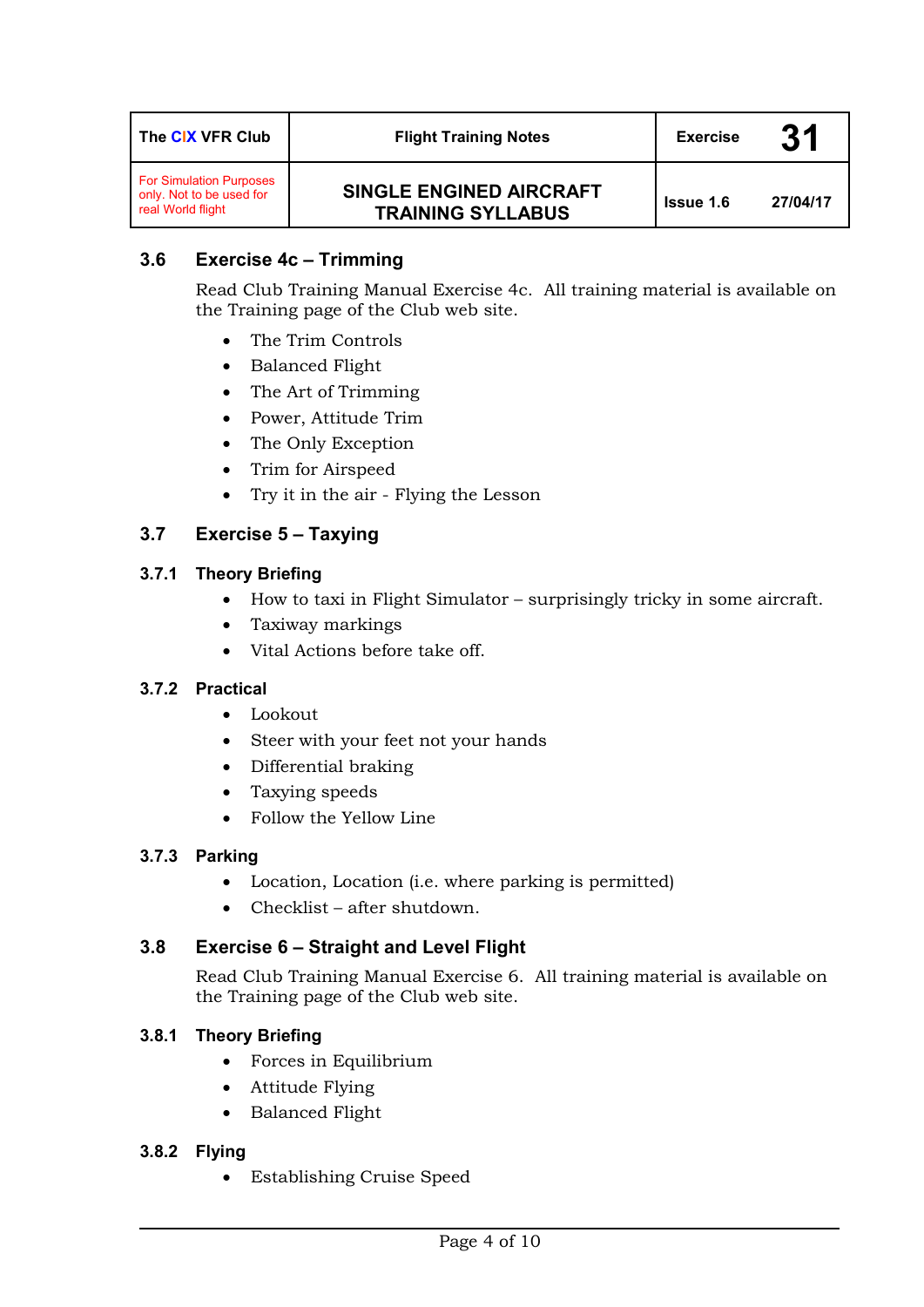## 3.6 Exercise 4c – Trimming

Read Club Training Manual Exercise 4c. All training material is available on the Training page of the Club web site.

- The Trim Controls
- Balanced Flight
- The Art of Trimming
- Power, Attitude Trim
- The Only Exception
- Trim for Airspeed
- Try it in the air - Flying the Lesson

## 3.7 Exercise 5 – Taxying

### 3.7.1 Theory Briefing

- How to taxi in Flight Simulator – surprisingly tricky in some aircraft.
- Taxiway markings
- Vital Actions before take off.

### 3.7.2 Practical

- Lookout
- Steer with your feet not your hands
- Differential braking
- Taxying speeds
- Follow the Yellow Line

### 3.7.3 Parking

- Location, Location (i.e. where parking is permitted)
- Checklist – after shutdown.

## 3.8 Exercise 6 – Straight and Level Flight

Read Club Training Manual Exercise 6. All training material is available on the Training page of the Club web site.

### 3.8.1 Theory Briefing

- Forces in Equilibrium
- Attitude Flying
- Balanced Flight

### 3.8.2 Flying

- Establishing Cruise Speed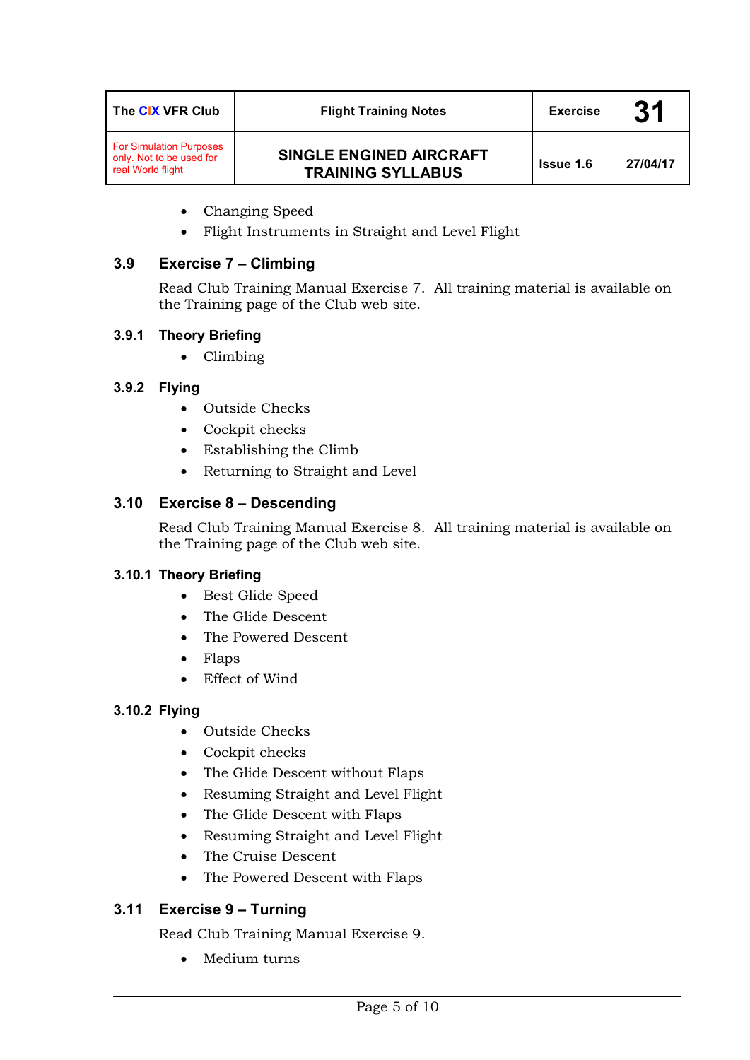- Changing Speed
- Flight Instruments in Straight and Level Flight

## 3.9 Exercise 7 – Climbing

Read Club Training Manual Exercise 7. All training material is available on the Training page of the Club web site.

### 3.9.1 Theory Briefing

- Climbing

### 3.9.2 Flying

- Outside Checks
- Cockpit checks
- Establishing the Climb
- Returning to Straight and Level

## 3.10 Exercise 8 – Descending

Read Club Training Manual Exercise 8. All training material is available on the Training page of the Club web site.

### 3.10.1 Theory Briefing

- Best Glide Speed
- The Glide Descent
- The Powered Descent
- Flaps
- Effect of Wind

### 3.10.2 Flying

- Outside Checks
- Cockpit checks
- The Glide Descent without Flaps
- Resuming Straight and Level Flight
- The Glide Descent with Flaps
- Resuming Straight and Level Flight
- The Cruise Descent
- The Powered Descent with Flaps

## 3.11 Exercise 9 – Turning

Read Club Training Manual Exercise 9.

- Medium turns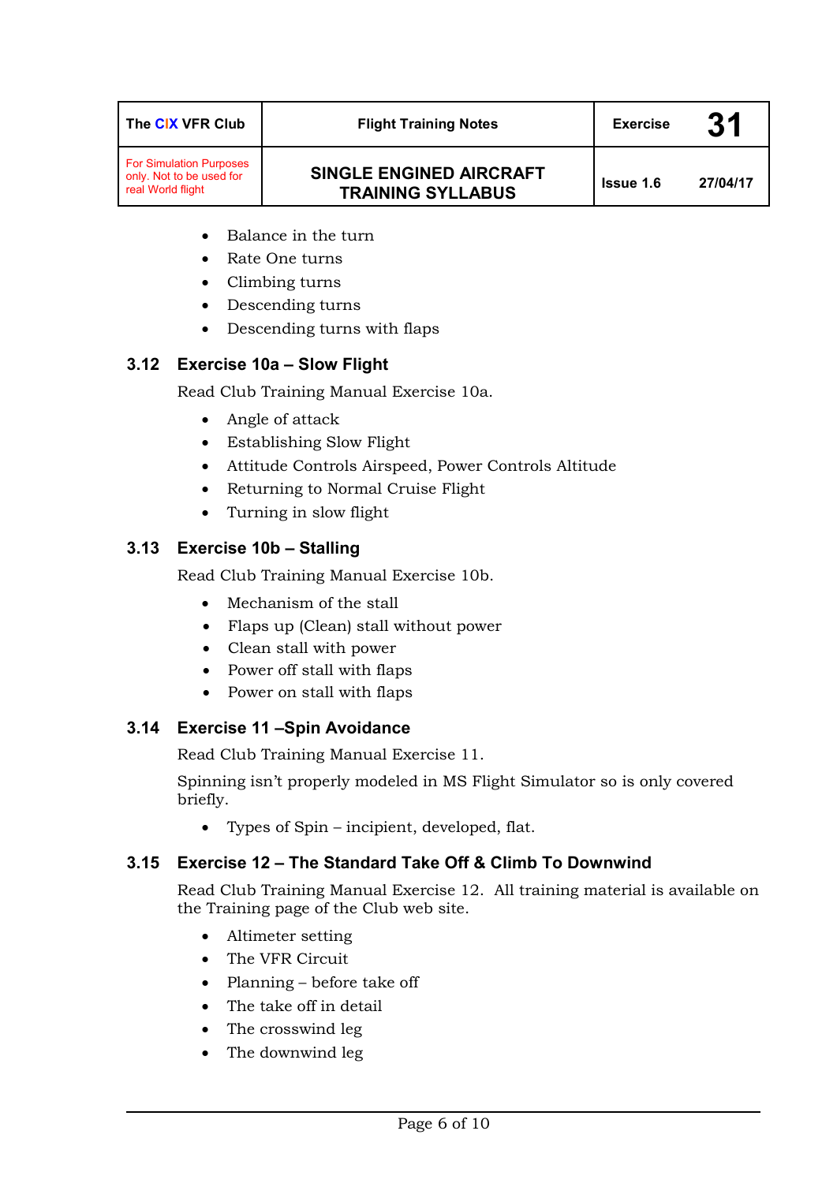- Balance in the turn
- Rate One turns
- Climbing turns
- Descending turns
- Descending turns with flaps

### 3.12 Exercise 10a – Slow Flight

Read Club Training Manual Exercise 10a.

- Angle of attack
- Establishing Slow Flight
- Attitude Controls Airspeed, Power Controls Altitude
- Returning to Normal Cruise Flight
- Turning in slow flight

### 3.13 Exercise 10b – Stalling

Read Club Training Manual Exercise 10b.

- Mechanism of the stall
- Flaps up (Clean) stall without power
- Clean stall with power
- Power off stall with flaps
- Power on stall with flaps

### 3.14 Exercise 11 –Spin Avoidance

Read Club Training Manual Exercise 11.

Spinning isn't properly modeled in MS Flight Simulator so is only covered briefly.

- Types of Spin – incipient, developed, flat.

### 3.15 Exercise 12 – The Standard Take Off & Climb To Downwind

Read Club Training Manual Exercise 12. All training material is available on the Training page of the Club web site.

- Altimeter setting
- The VFR Circuit
- Planning – before take off
- The take off in detail
- The crosswind leg
- The downwind leg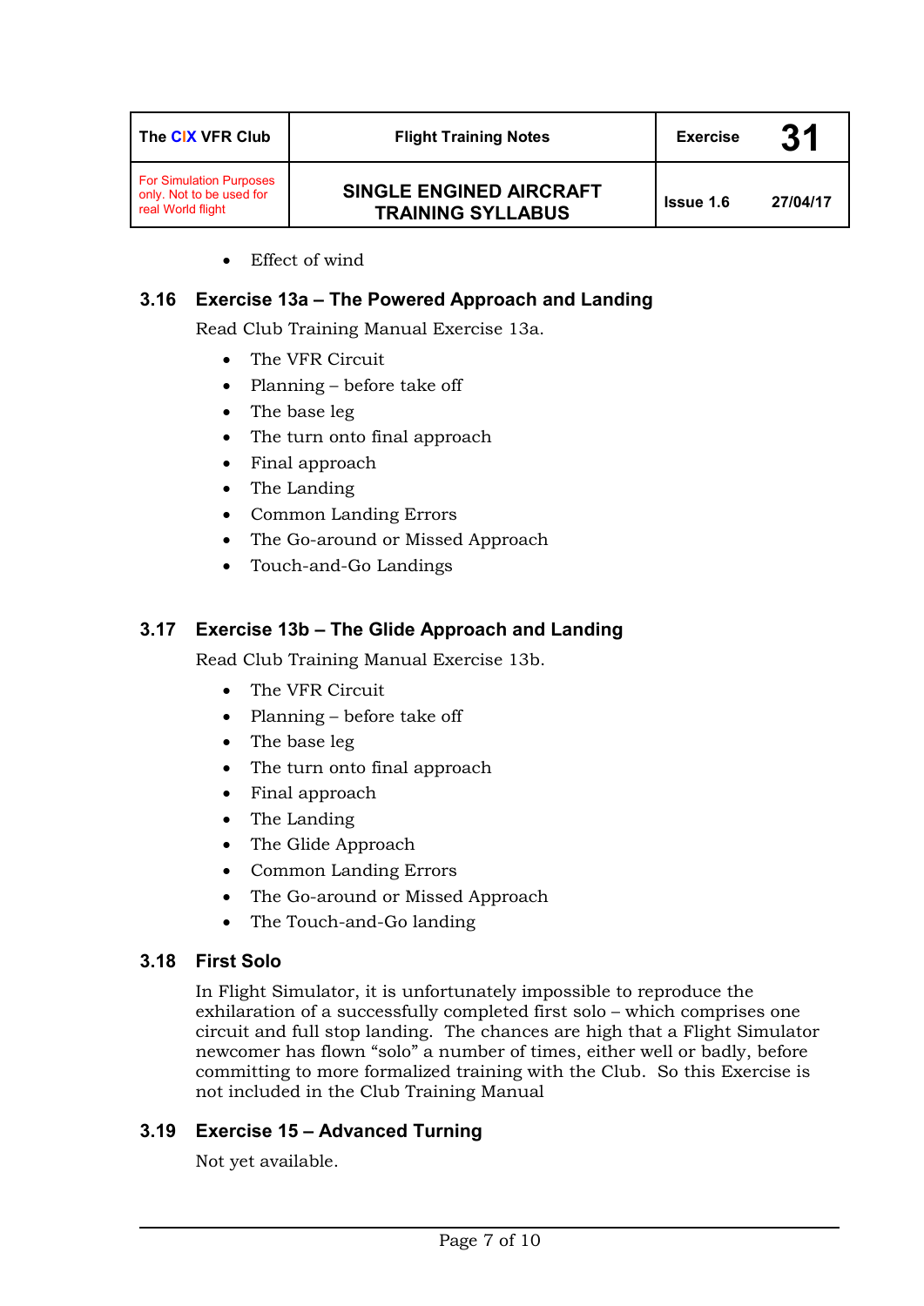- Effect of wind

### 3.16 Exercise 13a – The Powered Approach and Landing

Read Club Training Manual Exercise 13a.

- The VFR Circuit
- Planning – before take off
- The base leg
- The turn onto final approach
- Final approach
- The Landing
- Common Landing Errors
- The Go-around or Missed Approach
- Touch-and-Go Landings

### 3.17 Exercise 13b – The Glide Approach and Landing

Read Club Training Manual Exercise 13b.

- The VFR Circuit
- Planning – before take off
- The base leg
- The turn onto final approach
- Final approach
- The Landing
- The Glide Approach
- Common Landing Errors
- The Go-around or Missed Approach
- The Touch-and-Go landing

### 3.18 First Solo

In Flight Simulator, it is unfortunately impossible to reproduce the exhilaration of a successfully completed first solo – which comprises one circuit and full stop landing. The chances are high that a Flight Simulator newcomer has flown "solo" a number of times, either well or badly, before committing to more formalized training with the Club. So this Exercise is not included in the Club Training Manual

### 3.19 Exercise 15 – Advanced Turning

Not yet available.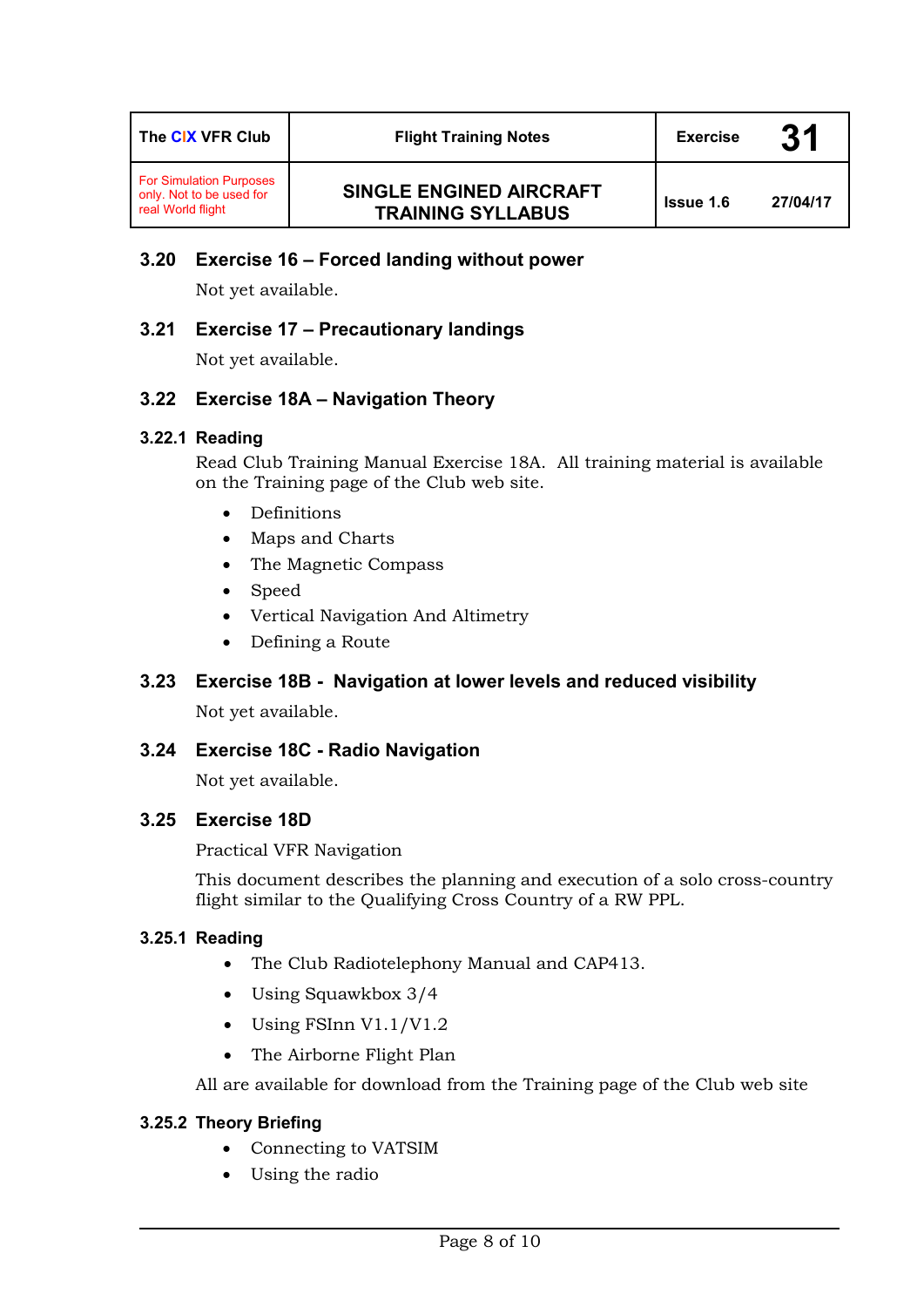### 3.20 Exercise 16 – Forced landing without power

Not yet available.

### 3.21 Exercise 17 – Precautionary landings

Not yet available.

### 3.22 Exercise 18A – Navigation Theory

#### 3.22.1 Reading

Read Club Training Manual Exercise 18A. All training material is available on the Training page of the Club web site.

- Definitions
- Maps and Charts
- The Magnetic Compass
- Speed
- Vertical Navigation And Altimetry
- Defining a Route

### 3.23 Exercise 18B - Navigation at lower levels and reduced visibility

Not yet available.

### 3.24 Exercise 18C - Radio Navigation

Not yet available.

### 3.25 Exercise 18D

Practical VFR Navigation

This document describes the planning and execution of a solo cross-country flight similar to the Qualifying Cross Country of a RW PPL.

#### 3.25.1 Reading

- The Club Radiotelephony Manual and CAP413.
- Using Squawkbox 3/4
- Using FSInn V1.1/V1.2
- The Airborne Flight Plan

All are available for download from the Training page of the Club web site

#### 3.25.2 Theory Briefing

- Connecting to VATSIM
- Using the radio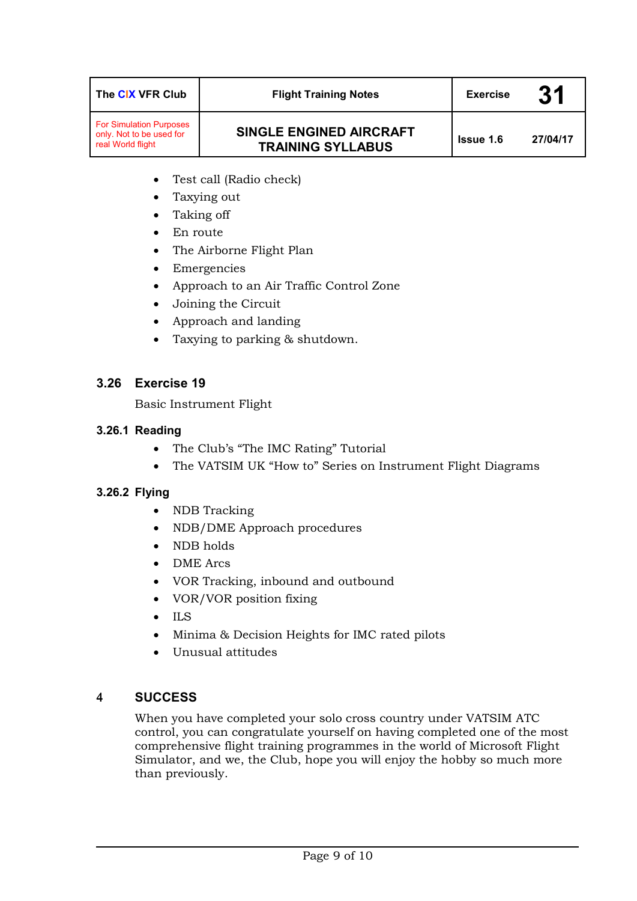- Test call (Radio check)
- Taxying out
- Taking off
- En route
- The Airborne Flight Plan
- Emergencies
- Approach to an Air Traffic Control Zone
- Joining the Circuit
- Approach and landing
- Taxying to parking & shutdown.

## 3.26 Exercise 19

Basic Instrument Flight

### 3.26.1 Reading

- The Club's "The IMC Rating" Tutorial
- The VATSIM UK "How to" Series on Instrument Flight Diagrams

### 3.26.2 Flying

- NDB Tracking
- NDB/DME Approach procedures
- NDB holds
- DME Arcs
- VOR Tracking, inbound and outbound
- VOR/VOR position fixing
- ILS
- Minima & Decision Heights for IMC rated pilots
- Unusual attitudes

# 4 SUCCESS

When you have completed your solo cross country under VATSIM ATC control, you can congratulate yourself on having completed one of the most comprehensive flight training programmes in the world of Microsoft Flight Simulator, and we, the Club, hope you will enjoy the hobby so much more than previously.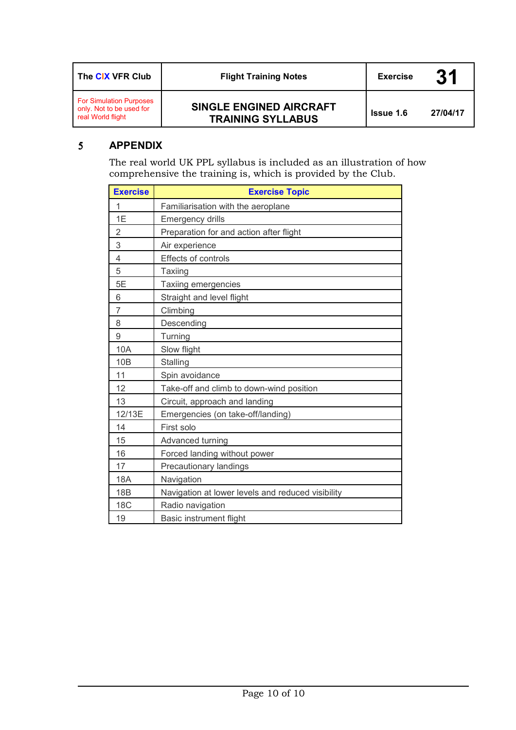## 5 APPENDIX

The real world UK PPL syllabus is included as an illustration of how comprehensive the training is, which is provided by the Club.

| Exercise | Exercise Topic |
|---|---|
| 1 | Familiarisation with the aeroplane |
| 1E | Emergency drills |
| 2 | Preparation for and action after flight |
| 3 | Air experience |
| 4 | Effects of controls |
| 5 | Taxiing |
| 5E | Taxiing emergencies |
| 6 | Straight and level flight |
| 7 | Climbing |
| 8 | Descending |
| 9 | Turning |
| 10A | Slow flight |
| 10B | Stalling |
| 11 | Spin avoidance |
| 12 | Take-off and climb to down-wind position |
| 13 | Circuit, approach and landing |
| 12/13E | Emergencies (on take-off/landing) |
| 14 | First solo |
| 15 | Advanced turning |
| 16 | Forced landing without power |
| 17 | Precautionary landings |
| 18A | Navigation |
| 18B | Navigation at lower levels and reduced visibility |
| 18C | Radio navigation |
| 19 | Basic instrument flight |